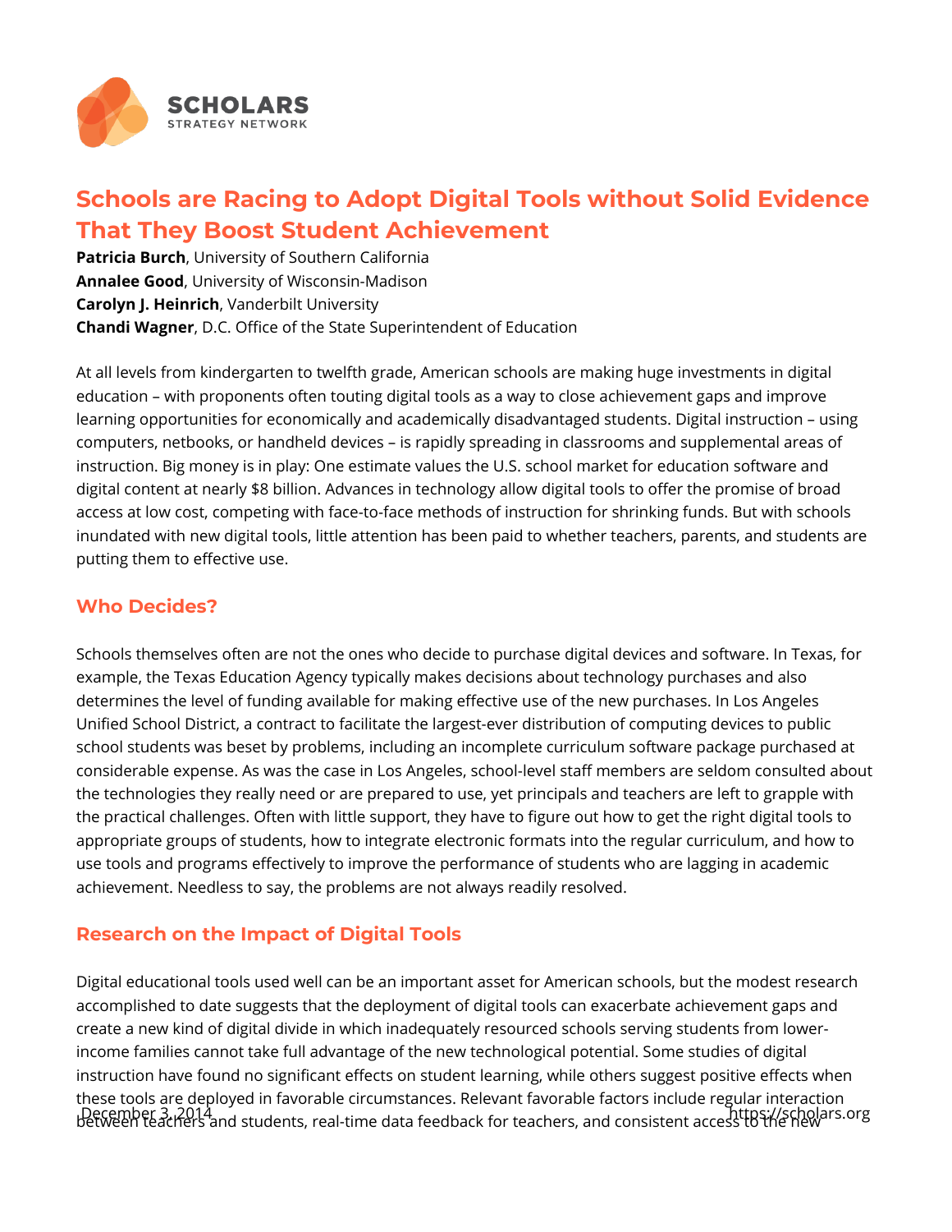# Schools are Racing to Adopt Digital Tools without Solid Evidence That They Boost Student Achievement

**Patricia Burch**, University of Southern California
**Annalee Good**, University of Wisconsin-Madison
**Carolyn J. Heinrich**, Vanderbilt University
**Chandi Wagner**, D.C. Office of the State Superintendent of Education

At all levels from kindergarten to twelfth grade, American schools are making huge investments in digital education – with proponents often touting digital tools as a way to close achievement gaps and improve learning opportunities for economically and academically disadvantaged students. Digital instruction – using computers, netbooks, or handheld devices – is rapidly spreading in classrooms and supplemental areas of instruction. Big money is in play: One estimate values the U.S. school market for education software and digital content at nearly $8 billion. Advances in technology allow digital tools to offer the promise of broad access at low cost, competing with face-to-face methods of instruction for shrinking funds. But with schools inundated with new digital tools, little attention has been paid to whether teachers, parents, and students are putting them to effective use.

## Who Decides?

Schools themselves often are not the ones who decide to purchase digital devices and software. In Texas, for example, the Texas Education Agency typically makes decisions about technology purchases and also determines the level of funding available for making effective use of the new purchases. In Los Angeles Unified School District, a contract to facilitate the largest-ever distribution of computing devices to public school students was beset by problems, including an incomplete curriculum software package purchased at considerable expense. As was the case in Los Angeles, school-level staff members are seldom consulted about the technologies they really need or are prepared to use, yet principals and teachers are left to grapple with the practical challenges. Often with little support, they have to figure out how to get the right digital tools to appropriate groups of students, how to integrate electronic formats into the regular curriculum, and how to use tools and programs effectively to improve the performance of students who are lagging in academic achievement. Needless to say, the problems are not always readily resolved.

## Research on the Impact of Digital Tools

Digital educational tools used well can be an important asset for American schools, but the modest research accomplished to date suggests that the deployment of digital tools can exacerbate achievement gaps and create a new kind of digital divide in which inadequately resourced schools serving students from lower-income families cannot take full advantage of the new technological potential. Some studies of digital instruction have found no significant effects on student learning, while others suggest positive effects when these tools are deployed in favorable circumstances. Relevant favorable factors include regular interaction between teachers and students, real-time data feedback for teachers, and consistent access to the new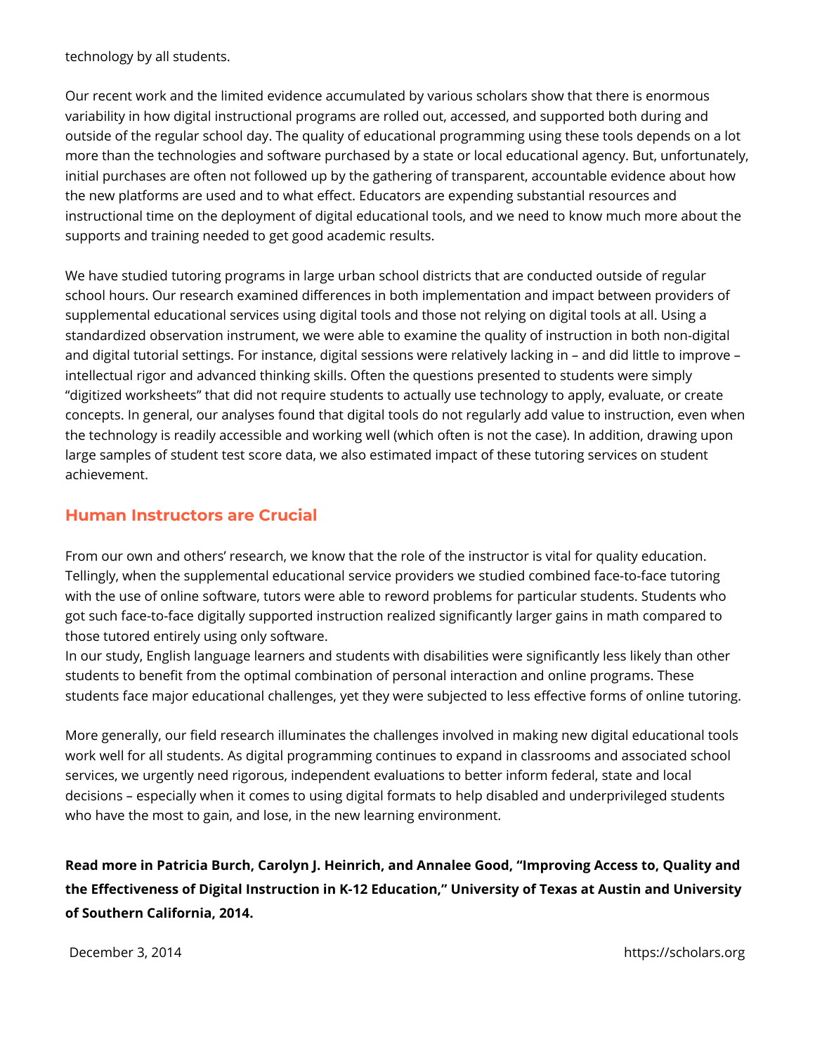technology by all students.

Our recent work and the limited evidence accumulated by various scholars show that there is enormous variability in how digital instructional programs are rolled out, accessed, and supported both during and outside of the regular school day. The quality of educational programming using these tools depends on a lot more than the technologies and software purchased by a state or local educational agency. But, unfortunately, initial purchases are often not followed up by the gathering of transparent, accountable evidence about how the new platforms are used and to what effect. Educators are expending substantial resources and instructional time on the deployment of digital educational tools, and we need to know much more about the supports and training needed to get good academic results.

We have studied tutoring programs in large urban school districts that are conducted outside of regular school hours. Our research examined differences in both implementation and impact between providers of supplemental educational services using digital tools and those not relying on digital tools at all. Using a standardized observation instrument, we were able to examine the quality of instruction in both non-digital and digital tutorial settings. For instance, digital sessions were relatively lacking in – and did little to improve – intellectual rigor and advanced thinking skills. Often the questions presented to students were simply "digitized worksheets" that did not require students to actually use technology to apply, evaluate, or create concepts. In general, our analyses found that digital tools do not regularly add value to instruction, even when the technology is readily accessible and working well (which often is not the case). In addition, drawing upon large samples of student test score data, we also estimated impact of these tutoring services on student achievement.

## Human Instructors are Crucial

From our own and others' research, we know that the role of the instructor is vital for quality education. Tellingly, when the supplemental educational service providers we studied combined face-to-face tutoring with the use of online software, tutors were able to reword problems for particular students. Students who got such face-to-face digitally supported instruction realized significantly larger gains in math compared to those tutored entirely using only software.

In our study, English language learners and students with disabilities were significantly less likely than other students to benefit from the optimal combination of personal interaction and online programs. These students face major educational challenges, yet they were subjected to less effective forms of online tutoring.

More generally, our field research illuminates the challenges involved in making new digital educational tools work well for all students. As digital programming continues to expand in classrooms and associated school services, we urgently need rigorous, independent evaluations to better inform federal, state and local decisions – especially when it comes to using digital formats to help disabled and underprivileged students who have the most to gain, and lose, in the new learning environment.

**Read more in Patricia Burch, Carolyn J. Heinrich, and Annalee Good, "Improving Access to, Quality and the Effectiveness of Digital Instruction in K-12 Education," University of Texas at Austin and University of Southern California, 2014.**

December 3, 2014